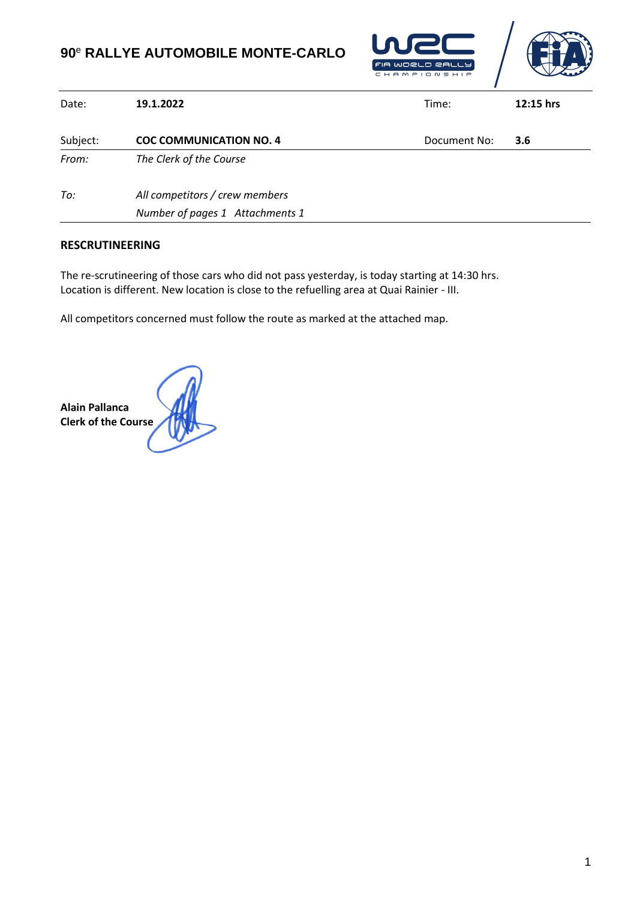**90[e] RALLYE AUTOMOBILE MONTE-CARLO**

| Date: | **19.1.2022** | Time: | **12:15 hrs** |
|---|---|---|---|
| Subject: | **COC COMMUNICATION NO. 4** | Document No: | **3.6** |
| *From:* | *The Clerk of the Course* | | |
| *To:* | *All competitors / crew members* | | |
| | *Number of pages 1 Attachments 1* | | |

**RESCRUTINEERING**

The re-scrutineering of those cars who did not pass yesterday, is today starting at 14:30 hrs.
Location is different. New location is close to the refuelling area at Quai Rainier - III.

All competitors concerned must follow the route as marked at the attached map.

**Alain Pallanca**
**Clerk of the Course**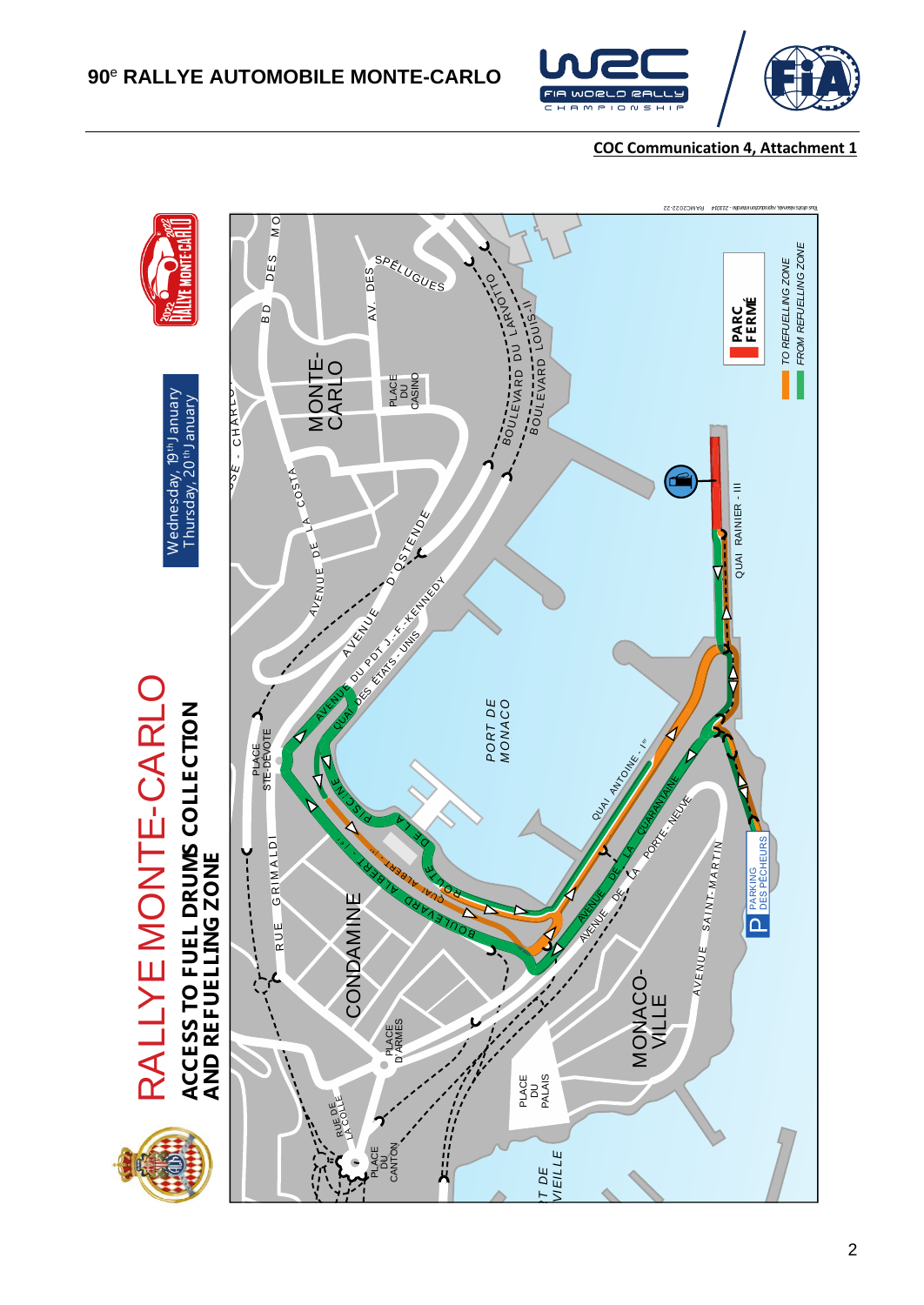# 90[e] RALLYE AUTOMOBILE MONTE-CARLO

**COC Communication 4, Attachment 1**

# RALLYE MONTE-CARLO

## ACCESS TO FUEL DRUMS COLLECTION AND REFUELLING ZONE

Wednesday, 19[th] January
Thursday, 20[th] January

PARC FERMÉ

TO REFUELLING ZONE

FROM REFUELLING ZONE

MONTE-CARLO

PLACE DU CASINO

BD DES MOULINS

AV. DES SPÉLUGUES

BOULEVARD DU LARVOTTO

BOULEVARD LOUIS-II

AVENUE DE LA COSTA

AVENUE D'OSTENDE

AVENUE DU PDT J.-F.-KENNEDY

QUAI DES ÉTATS-UNIS

PLACE STE-DÉVOTE

RUE GRIMALDI

PISCINE

BOULEVARD ALBERT I[er]

QUAI ALBERT I[er]

DE LA ROUTE

PORT DE MONACO

QUAI ANTOINE - I[er]

QUAI RAINIER - III

AVENUE DE LA QUARANTAINE

AVENUE DE LA PORTE-NEUVE

AVENUE SAINT-MARTIN

PARKING DES PÊCHEURS

CONDAMINE

PLACE D'ARMES

RUE DE LA COLLE

PLACE DU CANTON

PLACE DU PALAIS

MONACO-VILLE

PORT DE FONTVIEILLE

RAMC2022-22